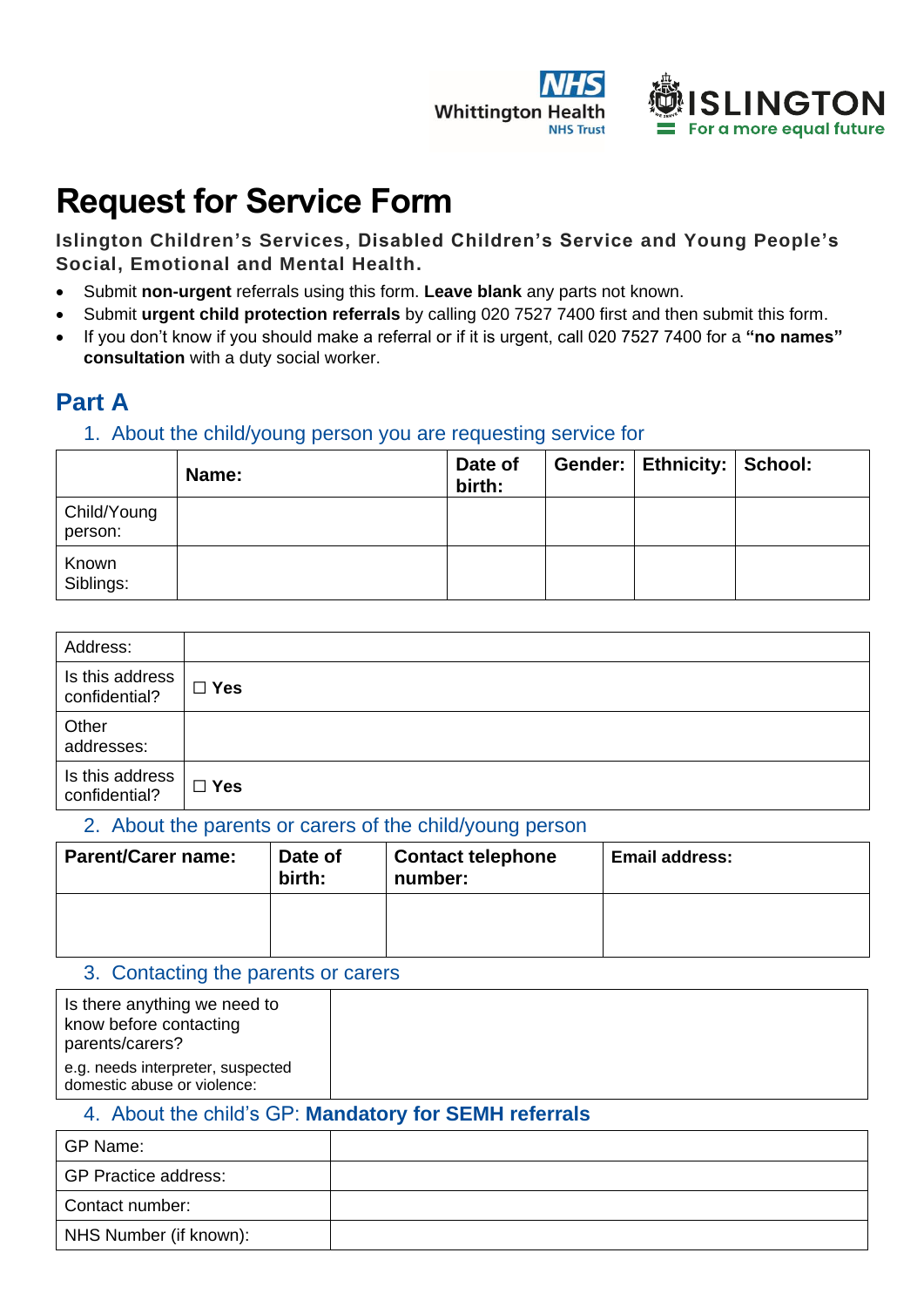# Request for Service Form

**Islington Children's Services, Disabled Children's Service and Young People's Social, Emotional and Mental Health.**

- Submit **non-urgent** referrals using this form. **Leave blank** any parts not known.
- Submit **urgent child protection referrals** by calling 020 7527 7400 first and then submit this form.
- If you don't know if you should make a referral or if it is urgent, call 020 7527 7400 for a **"no names" consultation** with a duty social worker.

## Part A

### 1. About the child/young person you are requesting service for

| | **Name:** | **Date of birth:** | **Gender:** | **Ethnicity:** | **School:** |
|---|---|---|---|---|---|
| Child/Young person: | | | | | |
| Known Siblings: | | | | | |

| | |
|---|---|
| Address: | |
| Is this address confidential? | ☐ **Yes** |
| Other addresses: | |
| Is this address confidential? | ☐ **Yes** |

### 2. About the parents or carers of the child/young person

| **Parent/Carer name:** | **Date of birth:** | **Contact telephone number:** | **Email address:** |
|---|---|---|---|
| | | | |

### 3. Contacting the parents or carers

| | |
|---|---|
| Is there anything we need to know before contacting parents/carers?<br>e.g. needs interpreter, suspected domestic abuse or violence: | |

### 4. About the child's GP: **Mandatory for SEMH referrals**

| | |
|---|---|
| GP Name: | |
| GP Practice address: | |
| Contact number: | |
| NHS Number (if known): | |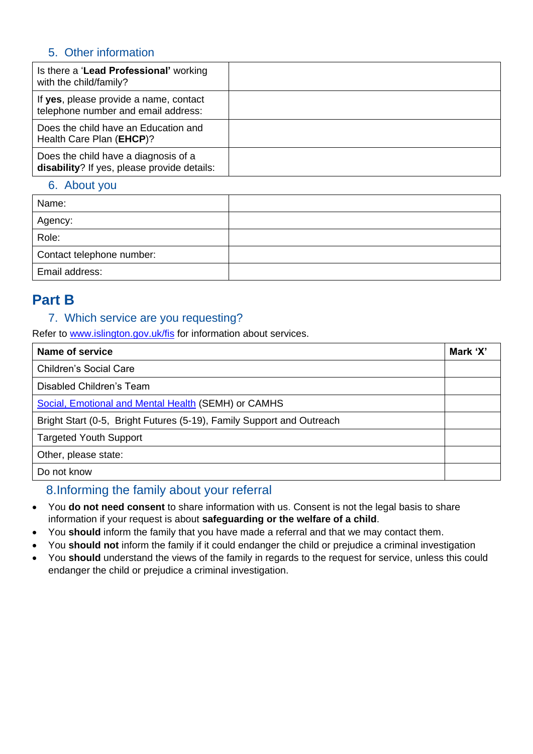### 5. Other information

| | |
|---|---|
| Is there a '**Lead Professional**' working with the child/family? | |
| If **yes**, please provide a name, contact telephone number and email address: | |
| Does the child have an Education and Health Care Plan (**EHCP**)? | |
| Does the child have a diagnosis of a **disability**? If yes, please provide details: | |

### 6. About you

| | |
|---|---|
| Name: | |
| Agency: | |
| Role: | |
| Contact telephone number: | |
| Email address: | |

## Part B

### 7. Which service are you requesting?

Refer to [www.islington.gov.uk/fis](www.islington.gov.uk/fis) for information about services.

| **Name of service** | **Mark 'X'** |
|---|---|
| Children's Social Care | |
| Disabled Children's Team | |
| [Social, Emotional and Mental Health](#) (SEMH) or CAMHS | |
| Bright Start (0-5, Bright Futures (5-19), Family Support and Outreach | |
| Targeted Youth Support | |
| Other, please state: | |
| Do not know | |

### 8.Informing the family about your referral

- You **do not need consent** to share information with us. Consent is not the legal basis to share information if your request is about **safeguarding or the welfare of a child**.
- You **should** inform the family that you have made a referral and that we may contact them.
- You **should not** inform the family if it could endanger the child or prejudice a criminal investigation
- You **should** understand the views of the family in regards to the request for service, unless this could endanger the child or prejudice a criminal investigation.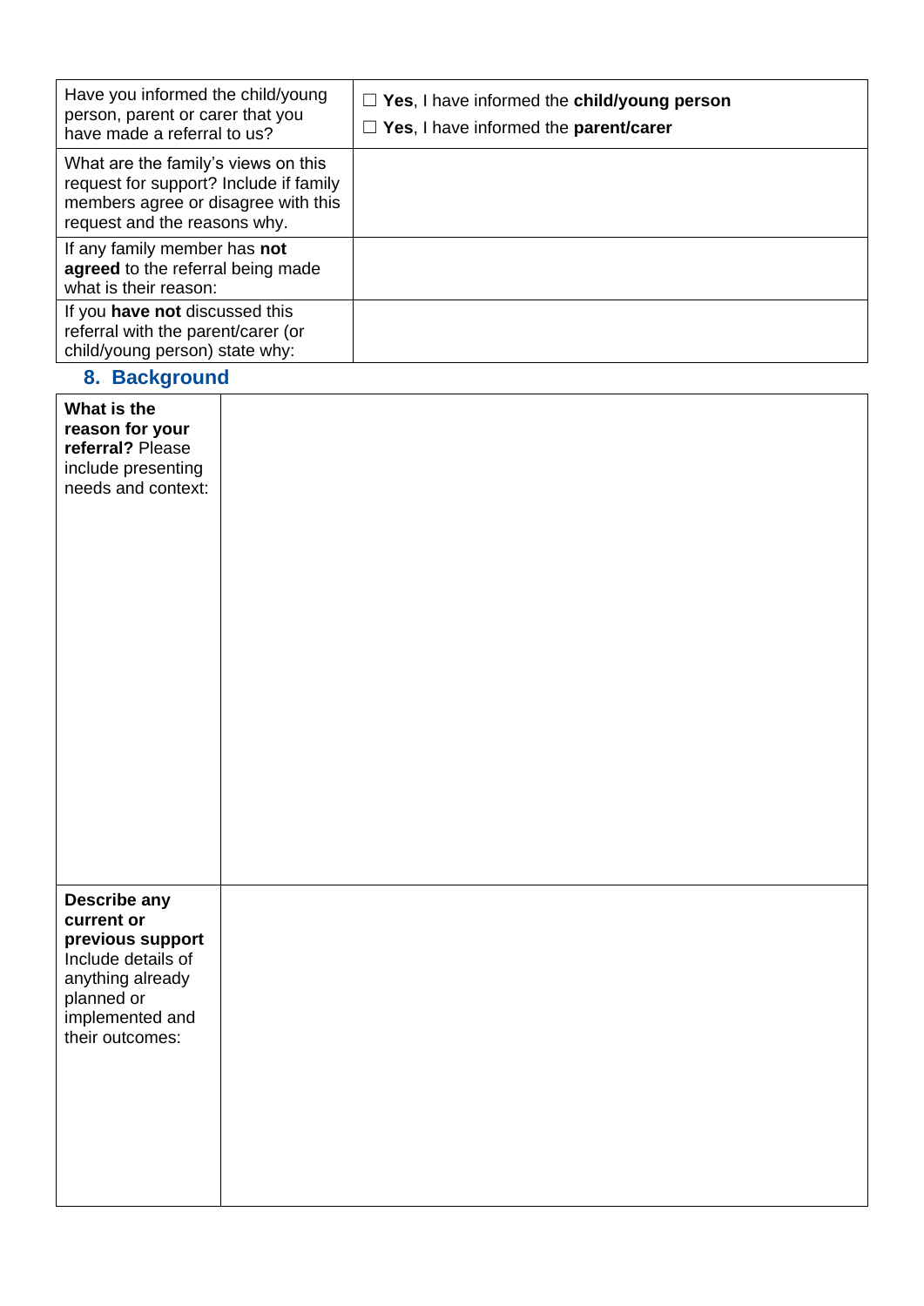| Have you informed the child/young person, parent or carer that you have made a referral to us? | ☐ **Yes**, I have informed the **child/young person**<br>☐ **Yes**, I have informed the **parent/carer** |
|---|---|
| What are the family's views on this request for support? Include if family members agree or disagree with this request and the reasons why. | |
| If any family member has **not agreed** to the referral being made what is their reason: | |
| If you **have not** discussed this referral with the parent/carer (or child/young person) state why: | |

## 8. Background

| **What is the reason for your referral?** Please include presenting needs and context: | |
|---|---|
| **Describe any current or previous support** Include details of anything already planned or implemented and their outcomes: | |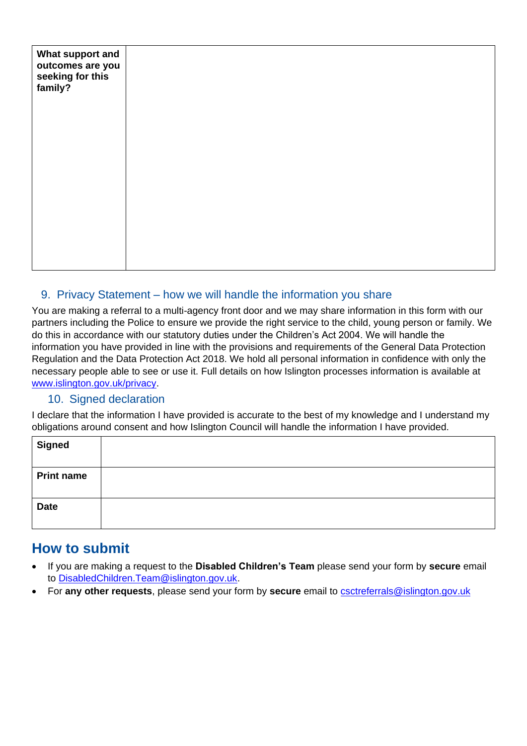| | |
|---|---|
| **What support and outcomes are you seeking for this family?** | |

## 9. Privacy Statement – how we will handle the information you share

You are making a referral to a multi-agency front door and we may share information in this form with our partners including the Police to ensure we provide the right service to the child, young person or family. We do this in accordance with our statutory duties under the Children's Act 2004. We will handle the information you have provided in line with the provisions and requirements of the General Data Protection Regulation and the Data Protection Act 2018. We hold all personal information in confidence with only the necessary people able to see or use it. Full details on how Islington processes information is available at www.islington.gov.uk/privacy.

## 10. Signed declaration

I declare that the information I have provided is accurate to the best of my knowledge and I understand my obligations around consent and how Islington Council will handle the information I have provided.

| | |
|---|---|
| **Signed** | |
| **Print name** | |
| **Date** | |

# How to submit

- If you are making a request to the **Disabled Children's Team** please send your form by **secure** email to DisabledChildren.Team@islington.gov.uk.
- For **any other requests**, please send your form by **secure** email to csctreferrals@islington.gov.uk